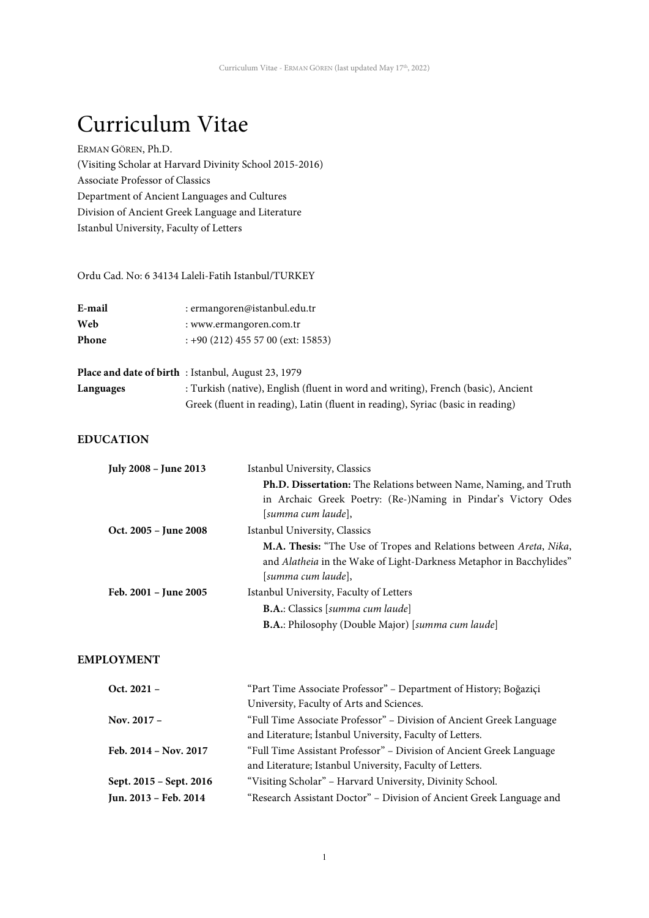# Curriculum Vitae

ERMAN GÖREN, Ph.D.
(Visiting Scholar at Harvard Divinity School 2015-2016)
Associate Professor of Classics
Department of Ancient Languages and Cultures
Division of Ancient Greek Language and Literature
Istanbul University, Faculty of Letters

Ordu Cad. No: 6 34134 Laleli-Fatih Istanbul/TURKEY

**E-mail** : ermangoren@istanbul.edu.tr
**Web** : www.ermangoren.com.tr
**Phone** : +90 (212) 455 57 00 (ext: 15853)

**Place and date of birth** : Istanbul, August 23, 1979
**Languages** : Turkish (native), English (fluent in word and writing), French (basic), Ancient Greek (fluent in reading), Latin (fluent in reading), Syriac (basic in reading)

## EDUCATION

**July 2008 – June 2013** Istanbul University, Classics
**Ph.D. Dissertation:** The Relations between Name, Naming, and Truth in Archaic Greek Poetry: (Re-)Naming in Pindar's Victory Odes [*summa cum laude*],

**Oct. 2005 – June 2008** Istanbul University, Classics
**M.A. Thesis:** "The Use of Tropes and Relations between *Areta*, *Nika*, and *Alatheia* in the Wake of Light-Darkness Metaphor in Bacchylides" [*summa cum laude*],

**Feb. 2001 – June 2005** Istanbul University, Faculty of Letters
**B.A.**: Classics [*summa cum laude*]
**B.A.**: Philosophy (Double Major) [*summa cum laude*]

## EMPLOYMENT

**Oct. 2021 –** "Part Time Associate Professor" – Department of History; Boğaziçi University, Faculty of Arts and Sciences.

**Nov. 2017 –** "Full Time Associate Professor" – Division of Ancient Greek Language and Literature; İstanbul University, Faculty of Letters.

**Feb. 2014 – Nov. 2017** "Full Time Assistant Professor" – Division of Ancient Greek Language and Literature; Istanbul University, Faculty of Letters.

**Sept. 2015 – Sept. 2016** "Visiting Scholar" – Harvard University, Divinity School.

**Jun. 2013 – Feb. 2014** "Research Assistant Doctor" – Division of Ancient Greek Language and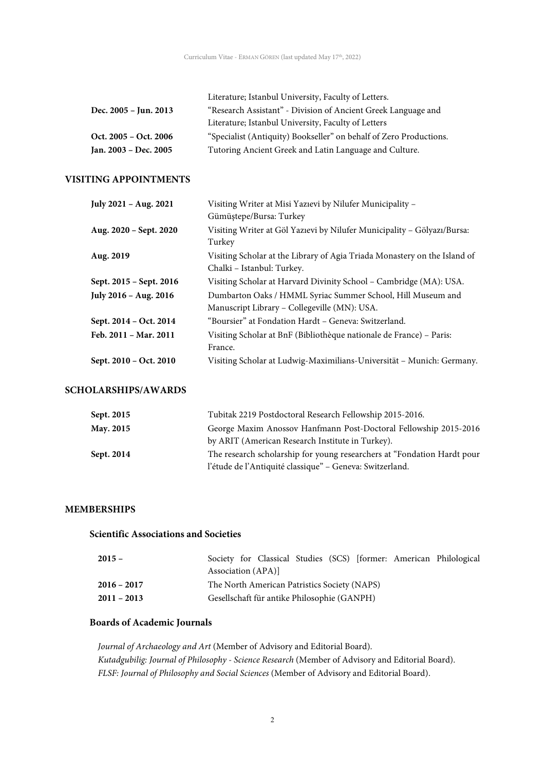| | |
|---|---|
| | Literature; Istanbul University, Faculty of Letters. |
| **Dec. 2005 – Jun. 2013** | “Research Assistant” - Division of Ancient Greek Language and Literature; Istanbul University, Faculty of Letters |
| **Oct. 2005 – Oct. 2006** | “Specialist (Antiquity) Bookseller” on behalf of Zero Productions. |
| **Jan. 2003 – Dec. 2005** | Tutoring Ancient Greek and Latin Language and Culture. |

## VISITING APPOINTMENTS

| | |
|---|---|
| **July 2021 – Aug. 2021** | Visiting Writer at Misi Yazıevi by Nilufer Municipality – Gümüştepe/Bursa: Turkey |
| **Aug. 2020 – Sept. 2020** | Visiting Writer at Göl Yazıevi by Nilufer Municipality – Gölyazı/Bursa: Turkey |
| **Aug. 2019** | Visiting Scholar at the Library of Agia Triada Monastery on the Island of Chalki – Istanbul: Turkey. |
| **Sept. 2015 – Sept. 2016** | Visiting Scholar at Harvard Divinity School – Cambridge (MA): USA. |
| **July 2016 – Aug. 2016** | Dumbarton Oaks / HMML Syriac Summer School, Hill Museum and Manuscript Library – Collegeville (MN): USA. |
| **Sept. 2014 – Oct. 2014** | “Boursier” at Fondation Hardt – Geneva: Switzerland. |
| **Feb. 2011 – Mar. 2011** | Visiting Scholar at BnF (Bibliothèque nationale de France) – Paris: France. |
| **Sept. 2010 – Oct. 2010** | Visiting Scholar at Ludwig-Maximilians-Universität – Munich: Germany. |

## SCHOLARSHIPS/AWARDS

| | |
|---|---|
| **Sept. 2015** | Tubitak 2219 Postdoctoral Research Fellowship 2015-2016. |
| **May. 2015** | George Maxim Anossov Hanfmann Post-Doctoral Fellowship 2015-2016 by ARIT (American Research Institute in Turkey). |
| **Sept. 2014** | The research scholarship for young researchers at “Fondation Hardt pour l’étude de l’Antiquité classique” – Geneva: Switzerland. |

## MEMBERSHIPS

### Scientific Associations and Societies

| | |
|---|---|
| **2015 –** | Society for Classical Studies (SCS) [former: American Philological Association (APA)] |
| **2016 – 2017** | The North American Patristics Society (NAPS) |
| **2011 – 2013** | Gesellschaft für antike Philosophie (GANPH) |

### Boards of Academic Journals

*Journal of Archaeology and Art* (Member of Advisory and Editorial Board).
*Kutadgubilig: Journal of Philosophy - Science Research* (Member of Advisory and Editorial Board).
*FLSF: Journal of Philosophy and Social Sciences* (Member of Advisory and Editorial Board).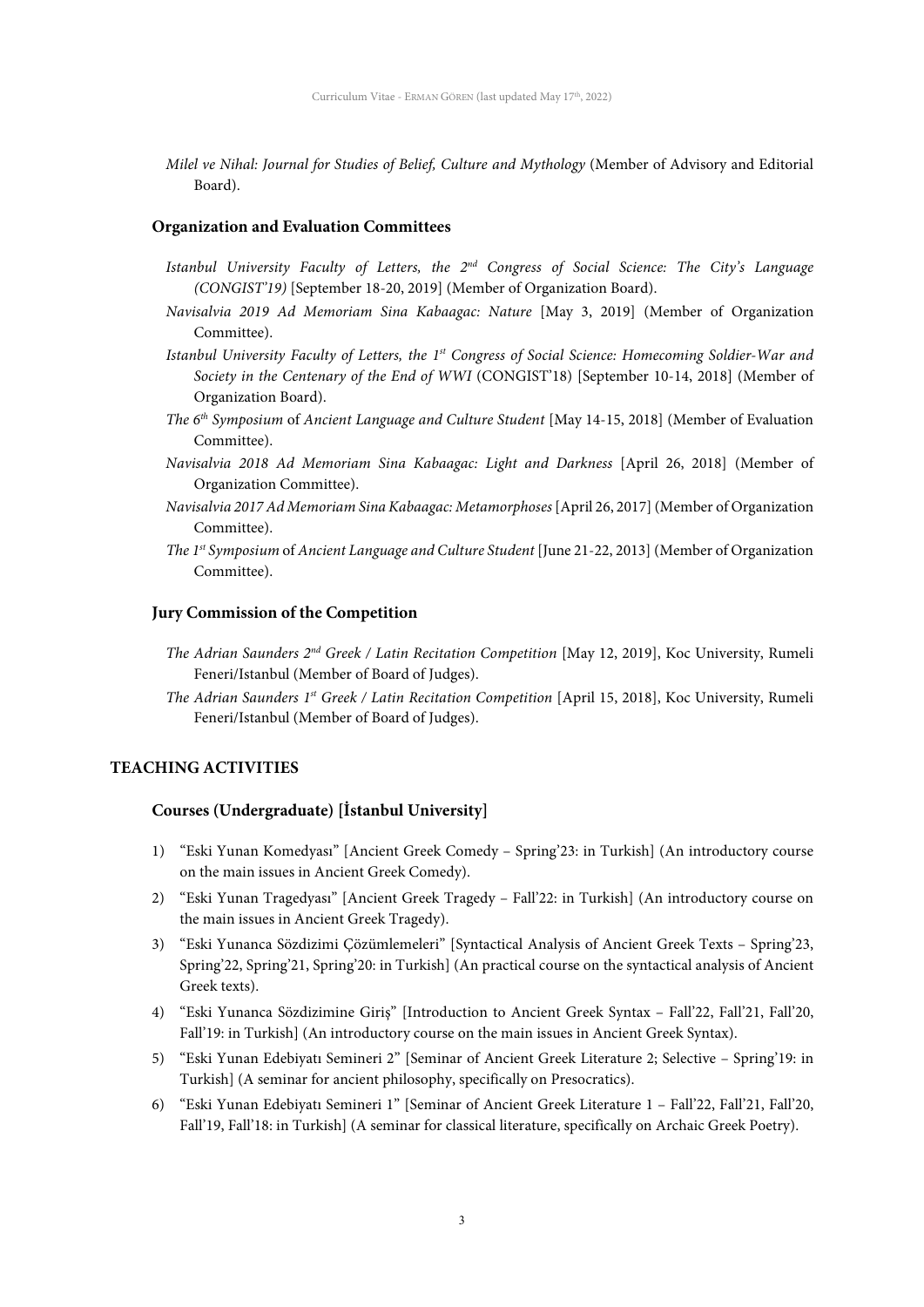*Milel ve Nihal: Journal for Studies of Belief, Culture and Mythology* (Member of Advisory and Editorial Board).

### Organization and Evaluation Committees

*Istanbul University Faculty of Letters, the 2nd Congress of Social Science: The City's Language (CONGIST'19)* [September 18-20, 2019] (Member of Organization Board).

*Navisalvia 2019 Ad Memoriam Sina Kabaagac: Nature* [May 3, 2019] (Member of Organization Committee).

*Istanbul University Faculty of Letters, the 1st Congress of Social Science: Homecoming Soldier-War and Society in the Centenary of the End of WWI* (CONGIST'18) [September 10-14, 2018] (Member of Organization Board).

*The 6th Symposium* of *Ancient Language and Culture Student* [May 14-15, 2018] (Member of Evaluation Committee).

*Navisalvia 2018 Ad Memoriam Sina Kabaagac: Light and Darkness* [April 26, 2018] (Member of Organization Committee).

*Navisalvia 2017 Ad Memoriam Sina Kabaagac: Metamorphoses* [April 26, 2017] (Member of Organization Committee).

*The 1st Symposium* of *Ancient Language and Culture Student* [June 21-22, 2013] (Member of Organization Committee).

### Jury Commission of the Competition

*The Adrian Saunders 2nd Greek / Latin Recitation Competition* [May 12, 2019], Koc University, Rumeli Feneri/Istanbul (Member of Board of Judges).

*The Adrian Saunders 1st Greek / Latin Recitation Competition* [April 15, 2018], Koc University, Rumeli Feneri/Istanbul (Member of Board of Judges).

## TEACHING ACTIVITIES

### Courses (Undergraduate) [İstanbul University]

1) "Eski Yunan Komedyası" [Ancient Greek Comedy – Spring'23: in Turkish] (An introductory course on the main issues in Ancient Greek Comedy).
2) "Eski Yunan Tragedyası" [Ancient Greek Tragedy – Fall'22: in Turkish] (An introductory course on the main issues in Ancient Greek Tragedy).
3) "Eski Yunanca Sözdizimi Çözümlemeleri" [Syntactical Analysis of Ancient Greek Texts – Spring'23, Spring'22, Spring'21, Spring'20: in Turkish] (An practical course on the syntactical analysis of Ancient Greek texts).
4) "Eski Yunanca Sözdizimine Giriş" [Introduction to Ancient Greek Syntax – Fall'22, Fall'21, Fall'20, Fall'19: in Turkish] (An introductory course on the main issues in Ancient Greek Syntax).
5) "Eski Yunan Edebiyatı Semineri 2" [Seminar of Ancient Greek Literature 2; Selective – Spring'19: in Turkish] (A seminar for ancient philosophy, specifically on Presocratics).
6) "Eski Yunan Edebiyatı Semineri 1" [Seminar of Ancient Greek Literature 1 – Fall'22, Fall'21, Fall'20, Fall'19, Fall'18: in Turkish] (A seminar for classical literature, specifically on Archaic Greek Poetry).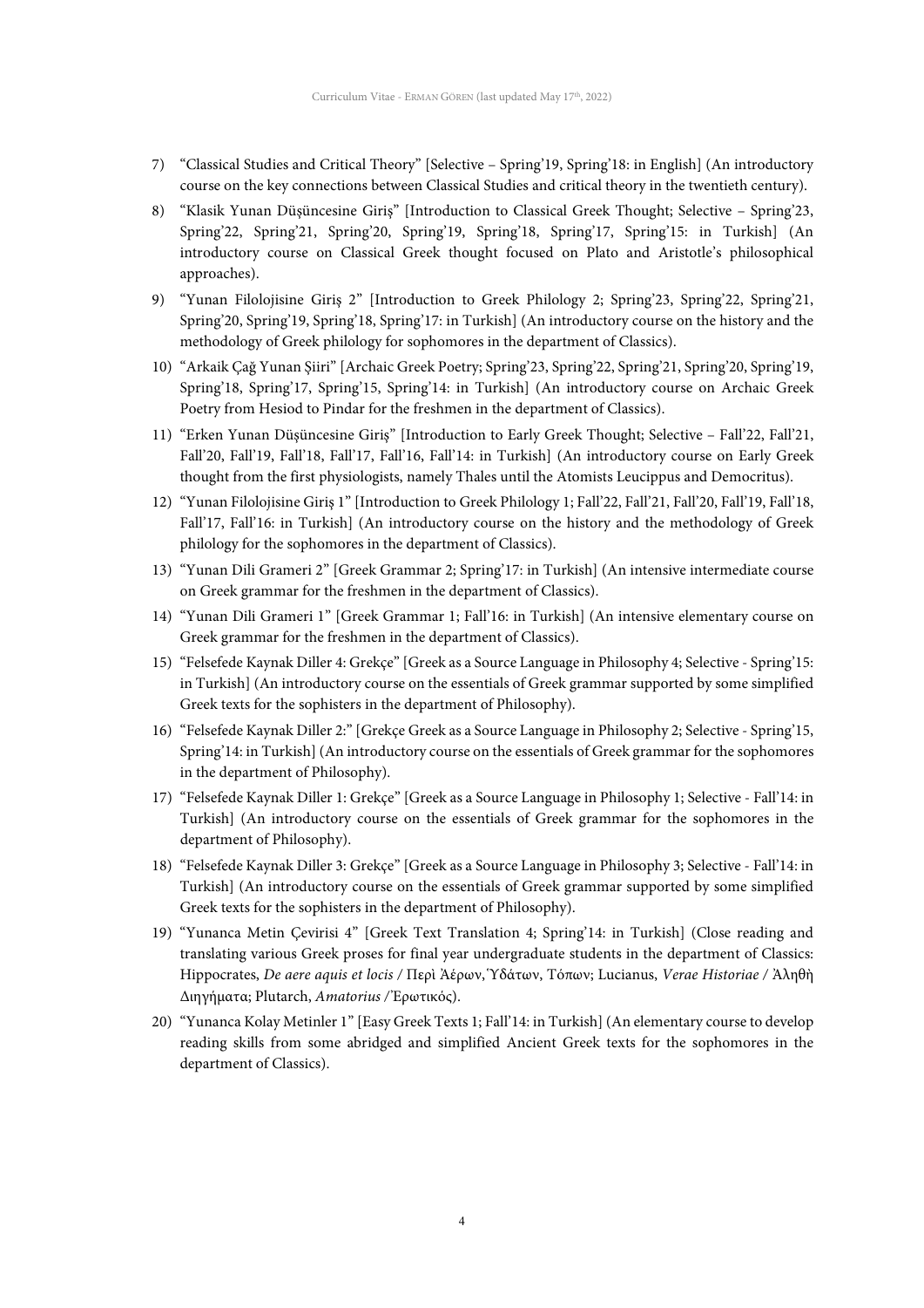7) "Classical Studies and Critical Theory" [Selective – Spring'19, Spring'18: in English] (An introductory course on the key connections between Classical Studies and critical theory in the twentieth century).
8) "Klasik Yunan Düşüncesine Giriş" [Introduction to Classical Greek Thought; Selective – Spring'23, Spring'22, Spring'21, Spring'20, Spring'19, Spring'18, Spring'17, Spring'15: in Turkish] (An introductory course on Classical Greek thought focused on Plato and Aristotle's philosophical approaches).
9) "Yunan Filolojisine Giriş 2" [Introduction to Greek Philology 2; Spring'23, Spring'22, Spring'21, Spring'20, Spring'19, Spring'18, Spring'17: in Turkish] (An introductory course on the history and the methodology of Greek philology for sophomores in the department of Classics).
10) "Arkaik Çağ Yunan Şiiri" [Archaic Greek Poetry; Spring'23, Spring'22, Spring'21, Spring'20, Spring'19, Spring'18, Spring'17, Spring'15, Spring'14: in Turkish] (An introductory course on Archaic Greek Poetry from Hesiod to Pindar for the freshmen in the department of Classics).
11) "Erken Yunan Düşüncesine Giriş" [Introduction to Early Greek Thought; Selective – Fall'22, Fall'21, Fall'20, Fall'19, Fall'18, Fall'17, Fall'16, Fall'14: in Turkish] (An introductory course on Early Greek thought from the first physiologists, namely Thales until the Atomists Leucippus and Democritus).
12) "Yunan Filolojisine Giriş 1" [Introduction to Greek Philology 1; Fall'22, Fall'21, Fall'20, Fall'19, Fall'18, Fall'17, Fall'16: in Turkish] (An introductory course on the history and the methodology of Greek philology for the sophomores in the department of Classics).
13) "Yunan Dili Grameri 2" [Greek Grammar 2; Spring'17: in Turkish] (An intensive intermediate course on Greek grammar for the freshmen in the department of Classics).
14) "Yunan Dili Grameri 1" [Greek Grammar 1; Fall'16: in Turkish] (An intensive elementary course on Greek grammar for the freshmen in the department of Classics).
15) "Felsefede Kaynak Diller 4: Grekçe" [Greek as a Source Language in Philosophy 4; Selective - Spring'15: in Turkish] (An introductory course on the essentials of Greek grammar supported by some simplified Greek texts for the sophisters in the department of Philosophy).
16) "Felsefede Kaynak Diller 2:" [Grekçe Greek as a Source Language in Philosophy 2; Selective - Spring'15, Spring'14: in Turkish] (An introductory course on the essentials of Greek grammar for the sophomores in the department of Philosophy).
17) "Felsefede Kaynak Diller 1: Grekçe" [Greek as a Source Language in Philosophy 1; Selective - Fall'14: in Turkish] (An introductory course on the essentials of Greek grammar for the sophomores in the department of Philosophy).
18) "Felsefede Kaynak Diller 3: Grekçe" [Greek as a Source Language in Philosophy 3; Selective - Fall'14: in Turkish] (An introductory course on the essentials of Greek grammar supported by some simplified Greek texts for the sophisters in the department of Philosophy).
19) "Yunanca Metin Çevirisi 4" [Greek Text Translation 4; Spring'14: in Turkish] (Close reading and translating various Greek proses for final year undergraduate students in the department of Classics: Hippocrates, *De aere aquis et locis* / Περὶ Ἀέρων, Ὑδάτων, Τόπων; Lucianus, *Verae Historiae* / Ἀληθὴ Διηγήματα; Plutarch, *Amatorius* / Ἐρωτικός).
20) "Yunanca Kolay Metinler 1" [Easy Greek Texts 1; Fall'14: in Turkish] (An elementary course to develop reading skills from some abridged and simplified Ancient Greek texts for the sophomores in the department of Classics).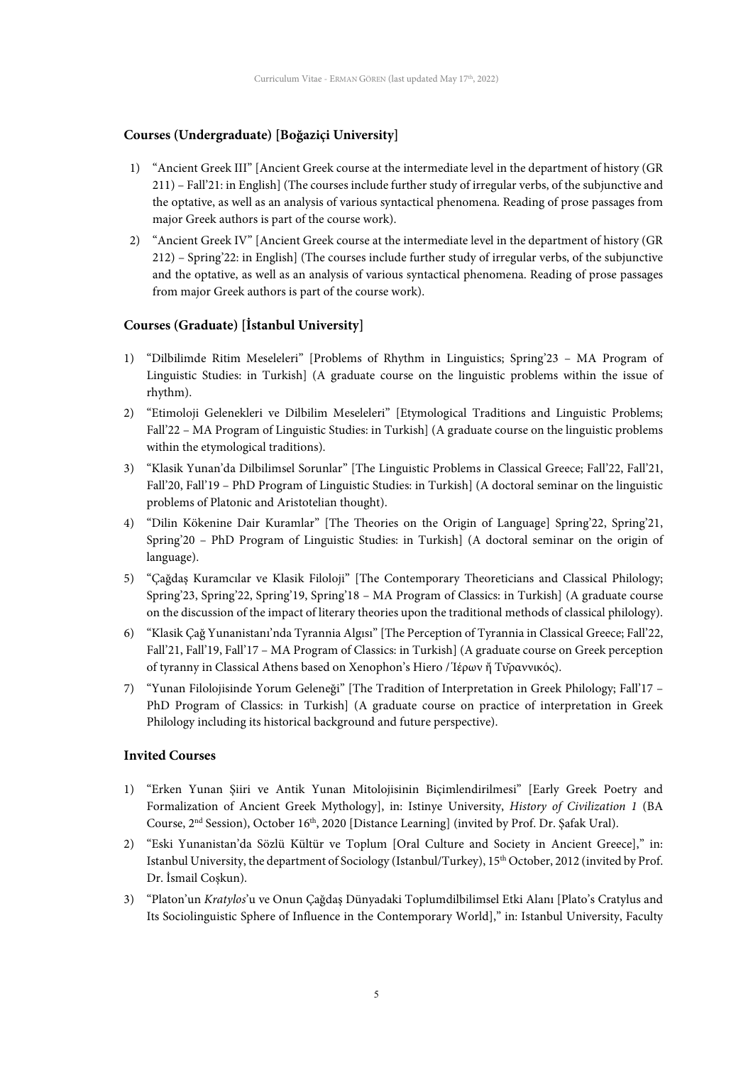### Courses (Undergraduate) [Boğaziçi University]

1) "Ancient Greek III" [Ancient Greek course at the intermediate level in the department of history (GR 211) – Fall'21: in English] (The courses include further study of irregular verbs, of the subjunctive and the optative, as well as an analysis of various syntactical phenomena. Reading of prose passages from major Greek authors is part of the course work).
2) "Ancient Greek IV" [Ancient Greek course at the intermediate level in the department of history (GR 212) – Spring'22: in English] (The courses include further study of irregular verbs, of the subjunctive and the optative, as well as an analysis of various syntactical phenomena. Reading of prose passages from major Greek authors is part of the course work).

### Courses (Graduate) [İstanbul University]

1) "Dilbilimde Ritim Meseleleri" [Problems of Rhythm in Linguistics; Spring'23 – MA Program of Linguistic Studies: in Turkish] (A graduate course on the linguistic problems within the issue of rhythm).
2) "Etimoloji Gelenekleri ve Dilbilim Meseleleri" [Etymological Traditions and Linguistic Problems; Fall'22 – MA Program of Linguistic Studies: in Turkish] (A graduate course on the linguistic problems within the etymological traditions).
3) "Klasik Yunan'da Dilbilimsel Sorunlar" [The Linguistic Problems in Classical Greece; Fall'22, Fall'21, Fall'20, Fall'19 – PhD Program of Linguistic Studies: in Turkish] (A doctoral seminar on the linguistic problems of Platonic and Aristotelian thought).
4) "Dilin Kökenine Dair Kuramlar" [The Theories on the Origin of Language] Spring'22, Spring'21, Spring'20 – PhD Program of Linguistic Studies: in Turkish] (A doctoral seminar on the origin of language).
5) "Çağdaş Kuramcılar ve Klasik Filoloji" [The Contemporary Theoreticians and Classical Philology; Spring'23, Spring'22, Spring'19, Spring'18 – MA Program of Classics: in Turkish] (A graduate course on the discussion of the impact of literary theories upon the traditional methods of classical philology).
6) "Klasik Çağ Yunanistanı'nda Tyrannia Algısı" [The Perception of Tyrannia in Classical Greece; Fall'22, Fall'21, Fall'19, Fall'17 – MA Program of Classics: in Turkish] (A graduate course on Greek perception of tyranny in Classical Athens based on Xenophon's Hiero / Ἱέρων ἤ Τῠραννικός).
7) "Yunan Filolojisinde Yorum Geleneği" [The Tradition of Interpretation in Greek Philology; Fall'17 – PhD Program of Classics: in Turkish] (A graduate course on practice of interpretation in Greek Philology including its historical background and future perspective).

### Invited Courses

1) "Erken Yunan Şiiri ve Antik Yunan Mitolojisinin Biçimlendirilmesi" [Early Greek Poetry and Formalization of Ancient Greek Mythology], in: Istinye University, *History of Civilization 1* (BA Course, 2nd Session), October 16th, 2020 [Distance Learning] (invited by Prof. Dr. Şafak Ural).
2) "Eski Yunanistan'da Sözlü Kültür ve Toplum [Oral Culture and Society in Ancient Greece]," in: Istanbul University, the department of Sociology (Istanbul/Turkey), 15th October, 2012 (invited by Prof. Dr. İsmail Coşkun).
3) "Platon'un *Kratylos*'u ve Onun Çağdaş Dünyadaki Toplumdilbilimsel Etki Alanı [Plato's Cratylus and Its Sociolinguistic Sphere of Influence in the Contemporary World]," in: Istanbul University, Faculty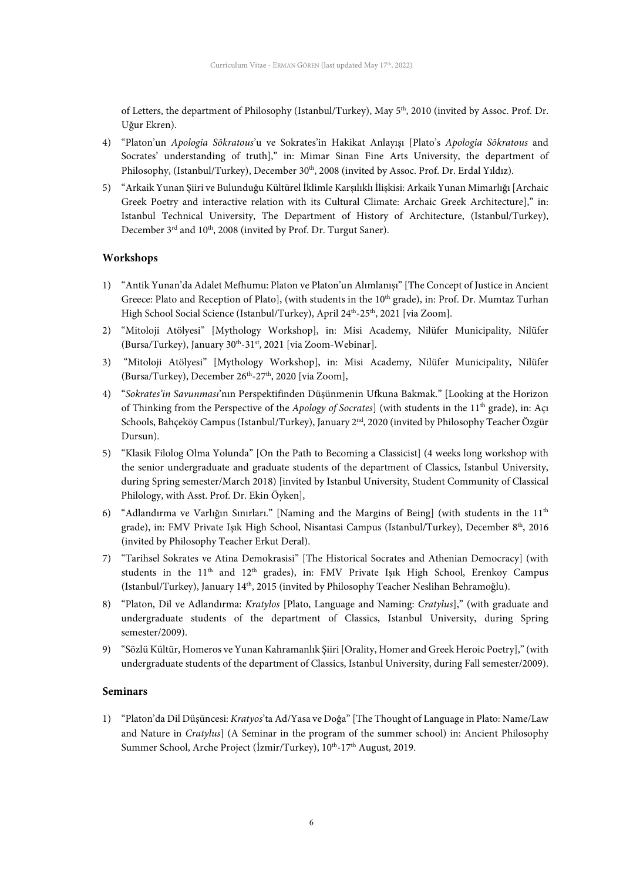of Letters, the department of Philosophy (Istanbul/Turkey), May 5th, 2010 (invited by Assoc. Prof. Dr. Uğur Ekren).

4) "Platon'un *Apologia Sōkratous*'u ve Sokrates'in Hakikat Anlayışı [Plato's *Apologia Sōkratous* and Socrates' understanding of truth]," in: Mimar Sinan Fine Arts University, the department of Philosophy, (Istanbul/Turkey), December 30th, 2008 (invited by Assoc. Prof. Dr. Erdal Yıldız).
5) "Arkaik Yunan Şiiri ve Bulunduğu Kültürel İklimle Karşılıklı İlişkisi: Arkaik Yunan Mimarlığı [Archaic Greek Poetry and interactive relation with its Cultural Climate: Archaic Greek Architecture]," in: Istanbul Technical University, The Department of History of Architecture, (Istanbul/Turkey), December 3rd and 10th, 2008 (invited by Prof. Dr. Turgut Saner).

### Workshops

1) "Antik Yunan'da Adalet Mefhumu: Platon ve Platon'un Alımlanışı" [The Concept of Justice in Ancient Greece: Plato and Reception of Plato], (with students in the 10th grade), in: Prof. Dr. Mumtaz Turhan High School Social Science (Istanbul/Turkey), April 24th-25th, 2021 [via Zoom].
2) "Mitoloji Atölyesi" [Mythology Workshop], in: Misi Academy, Nilüfer Municipality, Nilüfer (Bursa/Turkey), January 30th-31st, 2021 [via Zoom-Webinar].
3) "Mitoloji Atölyesi" [Mythology Workshop], in: Misi Academy, Nilüfer Municipality, Nilüfer (Bursa/Turkey), December 26th-27th, 2020 [via Zoom],
4) "*Sokrates'in Savunması*'nın Perspektifinden Düşünmenin Ufkuna Bakmak." [Looking at the Horizon of Thinking from the Perspective of the *Apology of Socrates*] (with students in the 11th grade), in: Açı Schools, Bahçeköy Campus (Istanbul/Turkey), January 2nd, 2020 (invited by Philosophy Teacher Özgür Dursun).
5) "Klasik Filolog Olma Yolunda" [On the Path to Becoming a Classicist] (4 weeks long workshop with the senior undergraduate and graduate students of the department of Classics, Istanbul University, during Spring semester/March 2018) [invited by Istanbul University, Student Community of Classical Philology, with Asst. Prof. Dr. Ekin Öyken],
6) "Adlandırma ve Varlığın Sınırları." [Naming and the Margins of Being] (with students in the 11th grade), in: FMV Private Işık High School, Nisantasi Campus (Istanbul/Turkey), December 8th, 2016 (invited by Philosophy Teacher Erkut Deral).
7) "Tarihsel Sokrates ve Atina Demokrasisi" [The Historical Socrates and Athenian Democracy] (with students in the 11th and 12th grades), in: FMV Private Işık High School, Erenkoy Campus (Istanbul/Turkey), January 14th, 2015 (invited by Philosophy Teacher Neslihan Behramoğlu).
8) "Platon, Dil ve Adlandırma: *Kratylos* [Plato, Language and Naming: *Cratylus*]," (with graduate and undergraduate students of the department of Classics, Istanbul University, during Spring semester/2009).
9) "Sözlü Kültür, Homeros ve Yunan Kahramanlık Şiiri [Orality, Homer and Greek Heroic Poetry]," (with undergraduate students of the department of Classics, Istanbul University, during Fall semester/2009).

### Seminars

1) "Platon'da Dil Düşüncesi: *Kratyos*'ta Ad/Yasa ve Doğa" [The Thought of Language in Plato: Name/Law and Nature in *Cratylus*] (A Seminar in the program of the summer school) in: Ancient Philosophy Summer School, Arche Project (İzmir/Turkey), 10th-17th August, 2019.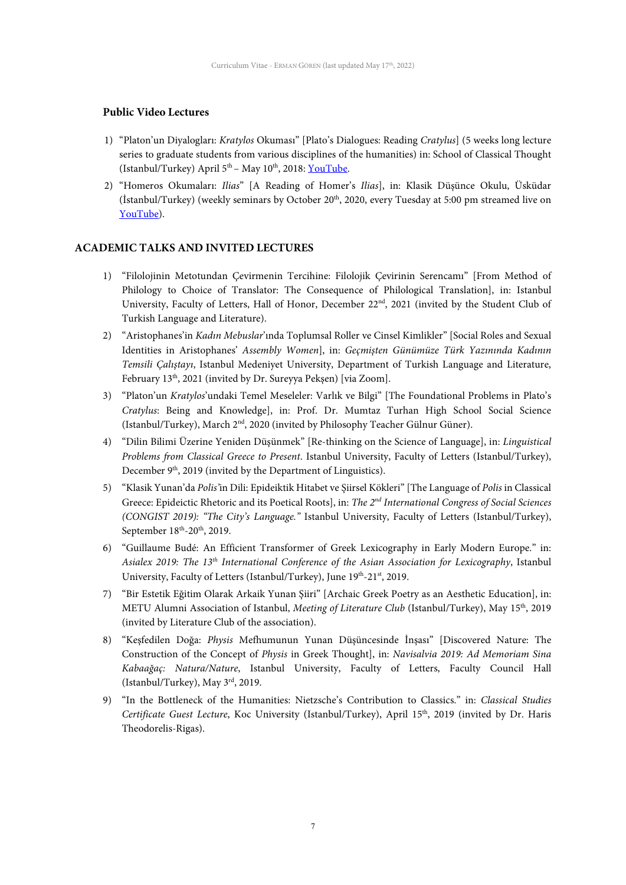### Public Video Lectures

1) "Platon'un Diyalogları: *Kratylos* Okuması" [Plato's Dialogues: Reading *Cratylus*] (5 weeks long lecture series to graduate students from various disciplines of the humanities) in: School of Classical Thought (Istanbul/Turkey) April 5th – May 10th, 2018: YouTube.
2) "Homeros Okumaları: *Ilias*" [A Reading of Homer's *Ilias*], in: Klasik Düşünce Okulu, Üsküdar (İstanbul/Turkey) (weekly seminars by October 20th, 2020, every Tuesday at 5:00 pm streamed live on YouTube).

## ACADEMIC TALKS AND INVITED LECTURES

1) "Filolojinin Metotundan Çevirmenin Tercihine: Filolojik Çevirinin Serencamı" [From Method of Philology to Choice of Translator: The Consequence of Philological Translation], in: Istanbul University, Faculty of Letters, Hall of Honor, December 22nd, 2021 (invited by the Student Club of Turkish Language and Literature).
2) "Aristophanes'in *Kadın Mebuslar*'ında Toplumsal Roller ve Cinsel Kimlikler" [Social Roles and Sexual Identities in Aristophanes' *Assembly Women*], in: *Geçmişten Günümüze Türk Yazınında Kadının Temsili Çalıştayı*, Istanbul Medeniyet University, Department of Turkish Language and Literature, February 13th, 2021 (invited by Dr. Sureyya Pekşen) [via Zoom].
3) "Platon'un *Kratylos*'undaki Temel Meseleler: Varlık ve Bilgi" [The Foundational Problems in Plato's *Cratylus*: Being and Knowledge], in: Prof. Dr. Mumtaz Turhan High School Social Science (Istanbul/Turkey), March 2nd, 2020 (invited by Philosophy Teacher Gülnur Güner).
4) "Dilin Bilimi Üzerine Yeniden Düşünmek" [Re-thinking on the Science of Language], in: *Linguistical Problems from Classical Greece to Present*. Istanbul University, Faculty of Letters (Istanbul/Turkey), December 9th, 2019 (invited by the Department of Linguistics).
5) "Klasik Yunan'da *Polis*'in Dili: Epideiktik Hitabet ve Şiirsel Kökleri" [The Language of *Polis* in Classical Greece: Epideictic Rhetoric and its Poetical Roots], in: *The 2nd International Congress of Social Sciences (CONGIST 2019): "The City's Language."* Istanbul University, Faculty of Letters (Istanbul/Turkey), September 18th-20th, 2019.
6) "Guillaume Budé: An Efficient Transformer of Greek Lexicography in Early Modern Europe." in: *Asialex 2019: The 13th International Conference of the Asian Association for Lexicography*, Istanbul University, Faculty of Letters (Istanbul/Turkey), June 19th-21st, 2019.
7) "Bir Estetik Eğitim Olarak Arkaik Yunan Şiiri" [Archaic Greek Poetry as an Aesthetic Education], in: METU Alumni Association of Istanbul, *Meeting of Literature Club* (Istanbul/Turkey), May 15th, 2019 (invited by Literature Club of the association).
8) "Keşfedilen Doğa: *Physis* Mefhumunun Yunan Düşüncesinde İnşası" [Discovered Nature: The Construction of the Concept of *Physis* in Greek Thought], in: *Navisalvia 2019: Ad Memoriam Sina Kabaağaç: Natura/Nature*, Istanbul University, Faculty of Letters, Faculty Council Hall (Istanbul/Turkey), May 3rd, 2019.
9) "In the Bottleneck of the Humanities: Nietzsche's Contribution to Classics." in: *Classical Studies Certificate Guest Lecture*, Koc University (Istanbul/Turkey), April 15th, 2019 (invited by Dr. Haris Theodorelis-Rigas).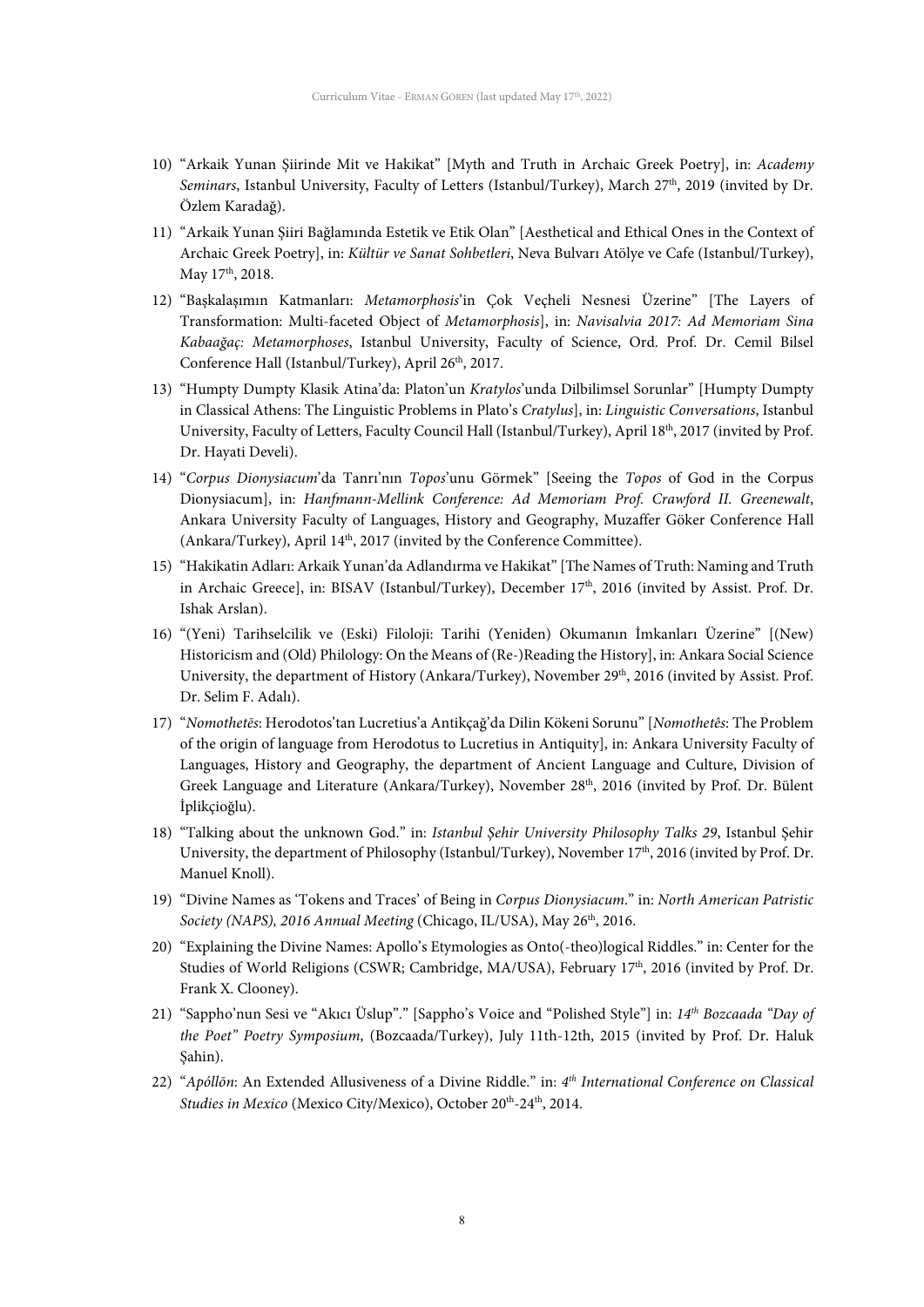10) "Arkaik Yunan Şiirinde Mit ve Hakikat" [Myth and Truth in Archaic Greek Poetry], in: *Academy Seminars*, Istanbul University, Faculty of Letters (Istanbul/Turkey), March 27th, 2019 (invited by Dr. Özlem Karadağ).

11) "Arkaik Yunan Şiiri Bağlamında Estetik ve Etik Olan" [Aesthetical and Ethical Ones in the Context of Archaic Greek Poetry], in: *Kültür ve Sanat Sohbetleri*, Neva Bulvarı Atölye ve Cafe (Istanbul/Turkey), May 17th, 2018.

12) "Başkalaşımın Katmanları: *Metamorphosis*'in Çok Veçheli Nesnesi Üzerine" [The Layers of Transformation: Multi-faceted Object of *Metamorphosis*], in: *Navisalvia 2017: Ad Memoriam Sina Kabaağaç: Metamorphoses*, Istanbul University, Faculty of Science, Ord. Prof. Dr. Cemil Bilsel Conference Hall (Istanbul/Turkey), April 26th, 2017.

13) "Humpty Dumpty Klasik Atina'da: Platon'un *Kratylos*'unda Dilbilimsel Sorunlar" [Humpty Dumpty in Classical Athens: The Linguistic Problems in Plato's *Cratylus*], in: *Linguistic Conversations*, Istanbul University, Faculty of Letters, Faculty Council Hall (Istanbul/Turkey), April 18th, 2017 (invited by Prof. Dr. Hayati Develi).

14) "*Corpus Dionysiacum*'da Tanrı'nın *Topos*'unu Görmek" [Seeing the *Topos* of God in the Corpus Dionysiacum], in: *Hanfmann-Mellink Conference: Ad Memoriam Prof. Crawford II. Greenewalt*, Ankara University Faculty of Languages, History and Geography, Muzaffer Göker Conference Hall (Ankara/Turkey), April 14th, 2017 (invited by the Conference Committee).

15) "Hakikatin Adları: Arkaik Yunan'da Adlandırma ve Hakikat" [The Names of Truth: Naming and Truth in Archaic Greece], in: BISAV (Istanbul/Turkey), December 17th, 2016 (invited by Assist. Prof. Dr. Ishak Arslan).

16) "(Yeni) Tarihselcilik ve (Eski) Filoloji: Tarihi (Yeniden) Okumanın İmkanları Üzerine" [(New) Historicism and (Old) Philology: On the Means of (Re-)Reading the History], in: Ankara Social Science University, the department of History (Ankara/Turkey), November 29th, 2016 (invited by Assist. Prof. Dr. Selim F. Adalı).

17) "*Nomothetēs*: Herodotos'tan Lucretius'a Antikçağ'da Dilin Kökeni Sorunu" [*Nomothetês*: The Problem of the origin of language from Herodotus to Lucretius in Antiquity], in: Ankara University Faculty of Languages, History and Geography, the department of Ancient Language and Culture, Division of Greek Language and Literature (Ankara/Turkey), November 28th, 2016 (invited by Prof. Dr. Bülent İplikçioğlu).

18) "Talking about the unknown God." in: *Istanbul Şehir University Philosophy Talks 29*, Istanbul Şehir University, the department of Philosophy (Istanbul/Turkey), November 17th, 2016 (invited by Prof. Dr. Manuel Knoll).

19) "Divine Names as 'Tokens and Traces' of Being in *Corpus Dionysiacum*." in: *North American Patristic Society (NAPS), 2016 Annual Meeting* (Chicago, IL/USA), May 26th, 2016.

20) "Explaining the Divine Names: Apollo's Etymologies as Onto(-theo)logical Riddles." in: Center for the Studies of World Religions (CSWR; Cambridge, MA/USA), February 17th, 2016 (invited by Prof. Dr. Frank X. Clooney).

21) "Sappho'nun Sesi ve "Akıcı Üslup"." [Sappho's Voice and "Polished Style"] in: *14th Bozcaada "Day of the Poet" Poetry Symposium*, (Bozcaada/Turkey), July 11th-12th, 2015 (invited by Prof. Dr. Haluk Şahin).

22) "*Apóllōn*: An Extended Allusiveness of a Divine Riddle." in: *4th International Conference on Classical Studies in Mexico* (Mexico City/Mexico), October 20th-24th, 2014.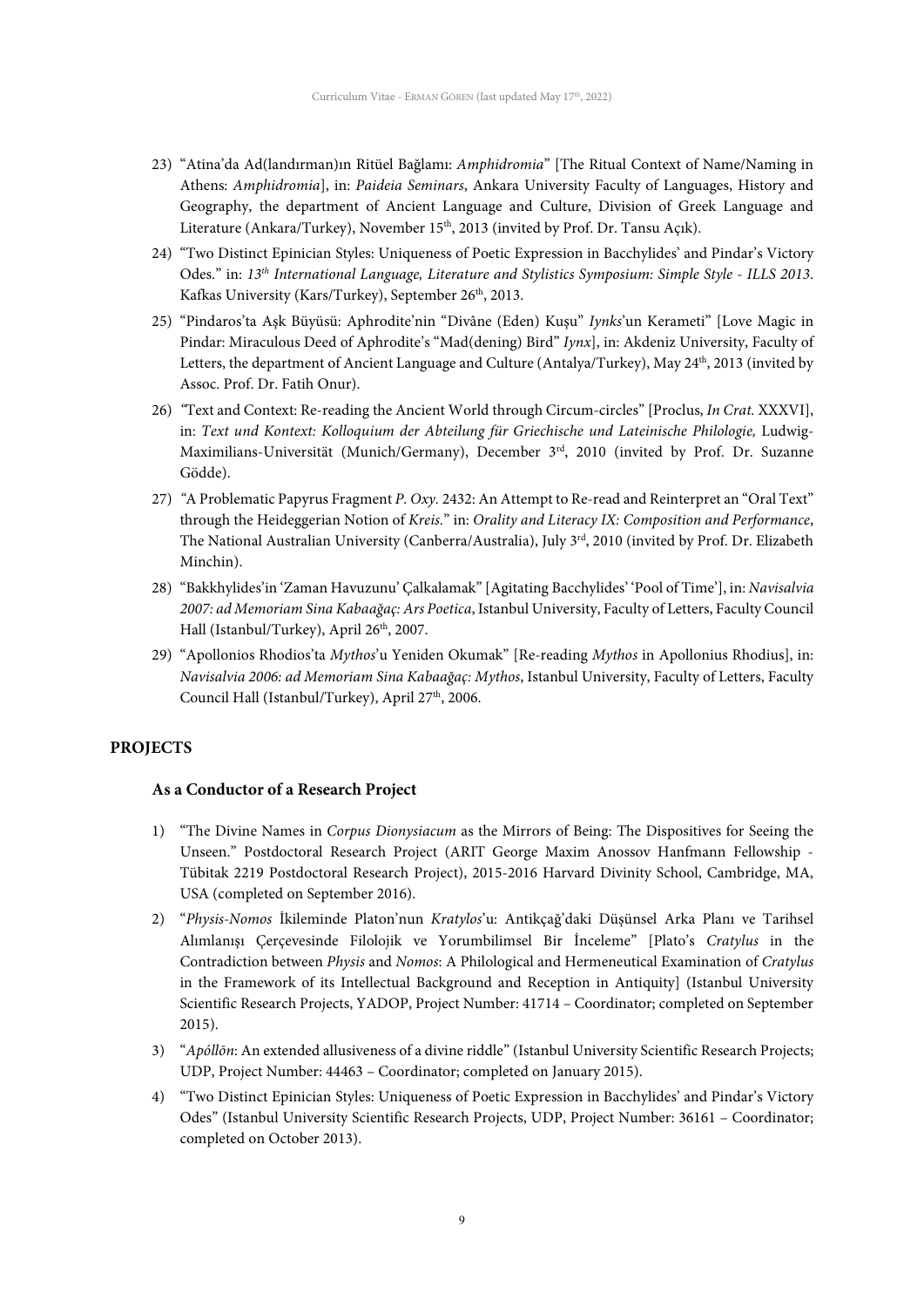23) "Atina'da Ad(landırman)ın Ritüel Bağlamı: *Amphidromia*" [The Ritual Context of Name/Naming in Athens: *Amphidromia*], in: *Paideia Seminars*, Ankara University Faculty of Languages, History and Geography, the department of Ancient Language and Culture, Division of Greek Language and Literature (Ankara/Turkey), November 15th, 2013 (invited by Prof. Dr. Tansu Açık).

24) "Two Distinct Epinician Styles: Uniqueness of Poetic Expression in Bacchylides' and Pindar's Victory Odes." in: *13th International Language, Literature and Stylistics Symposium: Simple Style - ILLS 2013*. Kafkas University (Kars/Turkey), September 26th, 2013.

25) "Pindaros'ta Aşk Büyüsü: Aphrodite'nin "Divâne (Eden) Kuşu" *Iynks*'un Kerameti" [Love Magic in Pindar: Miraculous Deed of Aphrodite's "Mad(dening) Bird" *Iynx*], in: Akdeniz University, Faculty of Letters, the department of Ancient Language and Culture (Antalya/Turkey), May 24th, 2013 (invited by Assoc. Prof. Dr. Fatih Onur).

26) "Text and Context: Re-reading the Ancient World through Circum-circles" [Proclus, *In Crat.* XXXVI], in: *Text und Kontext: Kolloquium der Abteilung für Griechische und Lateinische Philologie,* Ludwig-Maximilians-Universität (Munich/Germany), December 3rd, 2010 (invited by Prof. Dr. Suzanne Gödde).

27) "A Problematic Papyrus Fragment *P. Oxy.* 2432: An Attempt to Re-read and Reinterpret an "Oral Text" through the Heideggerian Notion of *Kreis*." in: *Orality and Literacy IX: Composition and Performance*, The National Australian University (Canberra/Australia), July 3rd, 2010 (invited by Prof. Dr. Elizabeth Minchin).

28) "Bakkhylides'in 'Zaman Havuzunu' Çalkalamak" [Agitating Bacchylides' 'Pool of Time'], in: *Navisalvia 2007: ad Memoriam Sina Kabaağaç: Ars Poetica*, Istanbul University, Faculty of Letters, Faculty Council Hall (Istanbul/Turkey), April 26th, 2007.

29) "Apollonios Rhodios'ta *Mythos*'u Yeniden Okumak" [Re-reading *Mythos* in Apollonius Rhodius], in: *Navisalvia 2006: ad Memoriam Sina Kabaağaç: Mythos*, Istanbul University, Faculty of Letters, Faculty Council Hall (Istanbul/Turkey), April 27th, 2006.

## PROJECTS

### As a Conductor of a Research Project

1) "The Divine Names in *Corpus Dionysiacum* as the Mirrors of Being: The Dispositives for Seeing the Unseen." Postdoctoral Research Project (ARIT George Maxim Anossov Hanfmann Fellowship - Tübitak 2219 Postdoctoral Research Project), 2015-2016 Harvard Divinity School, Cambridge, MA, USA (completed on September 2016).

2) "*Physis-Nomos* İkileminde Platon'nun *Kratylos*'u: Antikçağ'daki Düşünsel Arka Planı ve Tarihsel Alımlanışı Çerçevesinde Filolojik ve Yorumbilimsel Bir İnceleme" [Plato's *Cratylus* in the Contradiction between *Physis* and *Nomos*: A Philological and Hermeneutical Examination of *Cratylus* in the Framework of its Intellectual Background and Reception in Antiquity] (Istanbul University Scientific Research Projects, YADOP, Project Number: 41714 – Coordinator; completed on September 2015).

3) "*Apóllōn*: An extended allusiveness of a divine riddle" (Istanbul University Scientific Research Projects; UDP, Project Number: 44463 – Coordinator; completed on January 2015).

4) "Two Distinct Epinician Styles: Uniqueness of Poetic Expression in Bacchylides' and Pindar's Victory Odes" (Istanbul University Scientific Research Projects, UDP, Project Number: 36161 – Coordinator; completed on October 2013).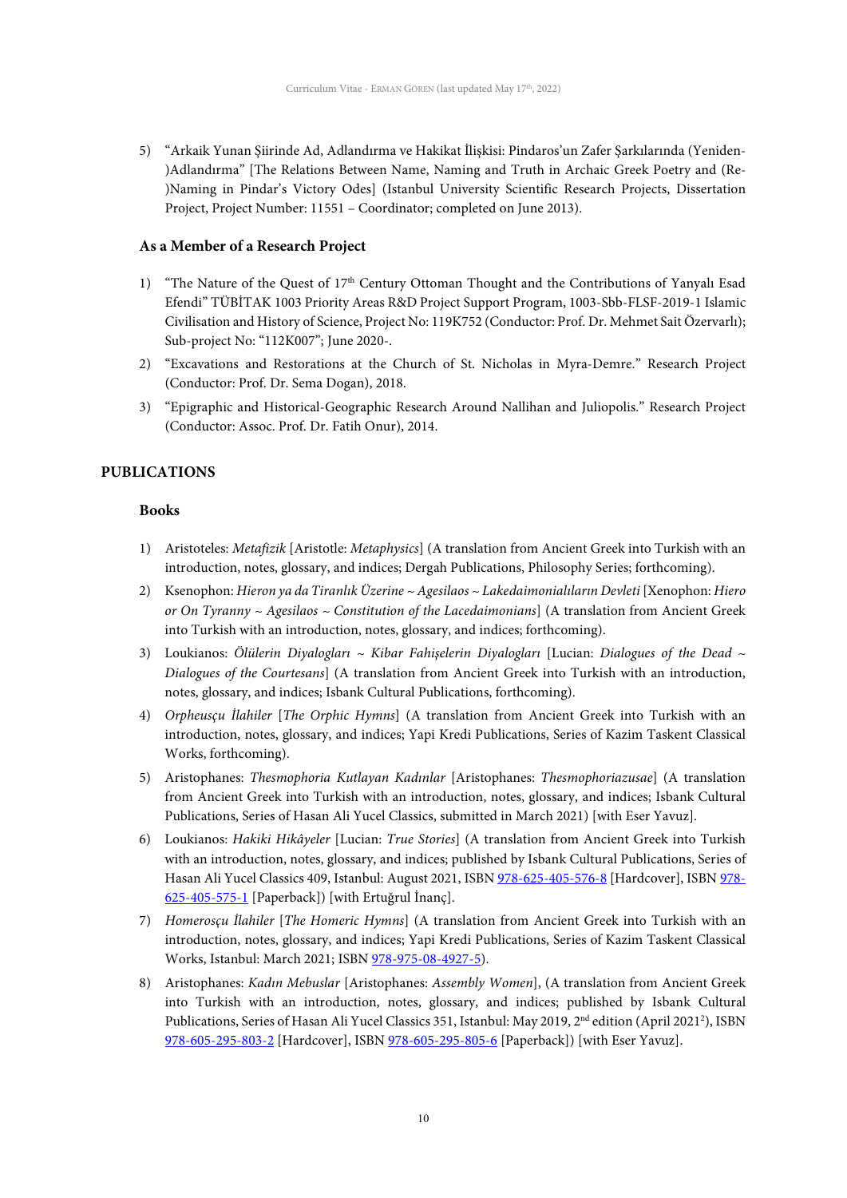5) "Arkaik Yunan Şiirinde Ad, Adlandırma ve Hakikat İlişkisi: Pindaros'un Zafer Şarkılarında (Yeniden-)Adlandırma" [The Relations Between Name, Naming and Truth in Archaic Greek Poetry and (Re-)Naming in Pindar's Victory Odes] (Istanbul University Scientific Research Projects, Dissertation Project, Project Number: 11551 – Coordinator; completed on June 2013).

### As a Member of a Research Project

1) "The Nature of the Quest of 17th Century Ottoman Thought and the Contributions of Yanyalı Esad Efendi" TÜBİTAK 1003 Priority Areas R&D Project Support Program, 1003-Sbb-FLSF-2019-1 Islamic Civilisation and History of Science, Project No: 119K752 (Conductor: Prof. Dr. Mehmet Sait Özervarlı); Sub-project No: "112K007"; June 2020-.
2) "Excavations and Restorations at the Church of St. Nicholas in Myra-Demre." Research Project (Conductor: Prof. Dr. Sema Dogan), 2018.
3) "Epigraphic and Historical-Geographic Research Around Nallihan and Juliopolis." Research Project (Conductor: Assoc. Prof. Dr. Fatih Onur), 2014.

## PUBLICATIONS

### Books

1) Aristoteles: *Metafizik* [Aristotle: *Metaphysics*] (A translation from Ancient Greek into Turkish with an introduction, notes, glossary, and indices; Dergah Publications, Philosophy Series; forthcoming).
2) Ksenophon: *Hieron ya da Tiranlık Üzerine ~ Agesilaos ~ Lakedaimonialıların Devleti* [Xenophon: *Hiero or On Tyranny ~ Agesilaos ~ Constitution of the Lacedaimonians*] (A translation from Ancient Greek into Turkish with an introduction, notes, glossary, and indices; forthcoming).
3) Loukianos: *Ölülerin Diyalogları ~ Kibar Fahişelerin Diyalogları* [Lucian: *Dialogues of the Dead ~ Dialogues of the Courtesans*] (A translation from Ancient Greek into Turkish with an introduction, notes, glossary, and indices; Isbank Cultural Publications, forthcoming).
4) *Orpheusçu İlahiler* [*The Orphic Hymns*] (A translation from Ancient Greek into Turkish with an introduction, notes, glossary, and indices; Yapi Kredi Publications, Series of Kazim Taskent Classical Works, forthcoming).
5) Aristophanes: *Thesmophoria Kutlayan Kadınlar* [Aristophanes: *Thesmophoriazusae*] (A translation from Ancient Greek into Turkish with an introduction, notes, glossary, and indices; Isbank Cultural Publications, Series of Hasan Ali Yucel Classics, submitted in March 2021) [with Eser Yavuz].
6) Loukianos: *Hakiki Hikâyeler* [Lucian: *True Stories*] (A translation from Ancient Greek into Turkish with an introduction, notes, glossary, and indices; published by Isbank Cultural Publications, Series of Hasan Ali Yucel Classics 409, Istanbul: August 2021, ISBN 978-625-405-576-8 [Hardcover], ISBN 978-625-405-575-1 [Paperback]) [with Ertuğrul İnanç].
7) *Homerosçu İlahiler* [*The Homeric Hymns*] (A translation from Ancient Greek into Turkish with an introduction, notes, glossary, and indices; Yapi Kredi Publications, Series of Kazim Taskent Classical Works, Istanbul: March 2021; ISBN 978-975-08-4927-5).
8) Aristophanes: *Kadın Mebuslar* [Aristophanes: *Assembly Women*], (A translation from Ancient Greek into Turkish with an introduction, notes, glossary, and indices; published by Isbank Cultural Publications, Series of Hasan Ali Yucel Classics 351, Istanbul: May 2019, 2nd edition (April 2021²), ISBN 978-605-295-803-2 [Hardcover], ISBN 978-605-295-805-6 [Paperback]) [with Eser Yavuz].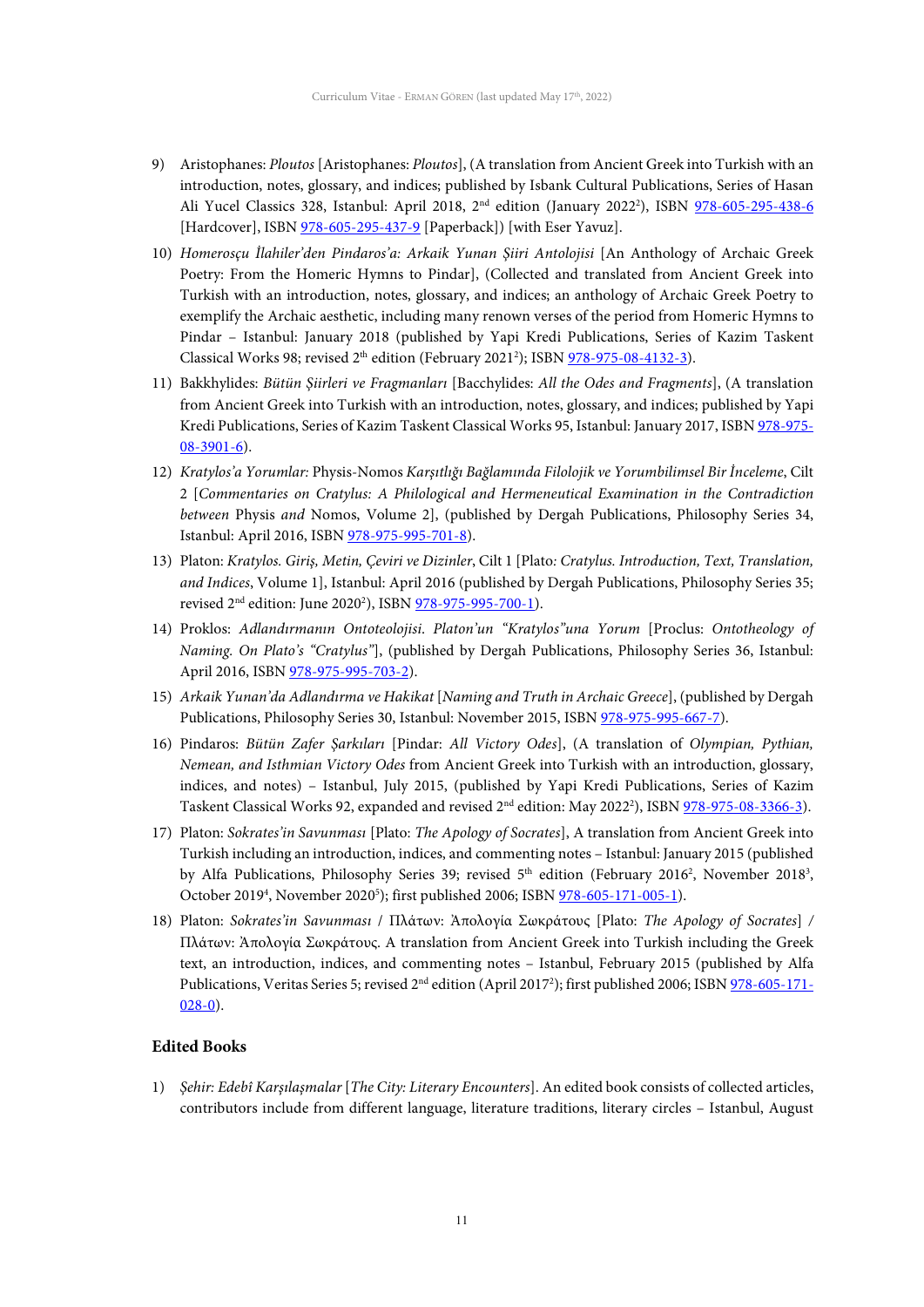9) Aristophanes: *Ploutos* [Aristophanes: *Ploutos*], (A translation from Ancient Greek into Turkish with an introduction, notes, glossary, and indices; published by Isbank Cultural Publications, Series of Hasan Ali Yucel Classics 328, Istanbul: April 2018, 2nd edition (January 2022[2]), ISBN 978-605-295-438-6 [Hardcover], ISBN 978-605-295-437-9 [Paperback]) [with Eser Yavuz].

10) *Homerosçu İlahiler'den Pindaros'a: Arkaik Yunan Şiiri Antolojisi* [An Anthology of Archaic Greek Poetry: From the Homeric Hymns to Pindar], (Collected and translated from Ancient Greek into Turkish with an introduction, notes, glossary, and indices; an anthology of Archaic Greek Poetry to exemplify the Archaic aesthetic, including many renown verses of the period from Homeric Hymns to Pindar – Istanbul: January 2018 (published by Yapi Kredi Publications, Series of Kazim Taskent Classical Works 98; revised 2th edition (February 2021[2]); ISBN 978-975-08-4132-3).

11) Bakkhylides: *Bütün Şiirleri ve Fragmanları* [Bacchylides: *All the Odes and Fragments*], (A translation from Ancient Greek into Turkish with an introduction, notes, glossary, and indices; published by Yapi Kredi Publications, Series of Kazim Taskent Classical Works 95, Istanbul: January 2017, ISBN 978-975-08-3901-6).

12) *Kratylos'a Yorumlar:* Physis-Nomos *Karşıtlığı Bağlamında Filolojik ve Yorumbilimsel Bir İnceleme*, Cilt 2 [*Commentaries on Cratylus: A Philological and Hermeneutical Examination in the Contradiction between* Physis *and* Nomos, Volume 2], (published by Dergah Publications, Philosophy Series 34, Istanbul: April 2016, ISBN 978-975-995-701-8).

13) Platon: *Kratylos. Giriş, Metin, Çeviri ve Dizinler*, Cilt 1 [Plato*: Cratylus. Introduction, Text, Translation, and Indices*, Volume 1], Istanbul: April 2016 (published by Dergah Publications, Philosophy Series 35; revised 2nd edition: June 2020[2]), ISBN 978-975-995-700-1).

14) Proklos: *Adlandırmanın Ontoteolojisi. Platon'un "Kratylos"una Yorum* [Proclus: *Ontotheology of Naming. On Plato's "Cratylus"*], (published by Dergah Publications, Philosophy Series 36, Istanbul: April 2016, ISBN 978-975-995-703-2).

15) *Arkaik Yunan'da Adlandırma ve Hakikat* [*Naming and Truth in Archaic Greece*], (published by Dergah Publications, Philosophy Series 30, Istanbul: November 2015, ISBN 978-975-995-667-7).

16) Pindaros: *Bütün Zafer Şarkıları* [Pindar: *All Victory Odes*], (A translation of *Olympian, Pythian, Nemean, and Isthmian Victory Odes* from Ancient Greek into Turkish with an introduction, glossary, indices, and notes) – Istanbul, July 2015, (published by Yapi Kredi Publications, Series of Kazim Taskent Classical Works 92, expanded and revised 2nd edition: May 2022[2]), ISBN 978-975-08-3366-3).

17) Platon: *Sokrates'in Savunması* [Plato: *The Apology of Socrates*], A translation from Ancient Greek into Turkish including an introduction, indices, and commenting notes – Istanbul: January 2015 (published by Alfa Publications, Philosophy Series 39; revised 5th edition (February 2016[2], November 2018[3], October 2019[4], November 2020[5]); first published 2006; ISBN 978-605-171-005-1).

18) Platon: *Sokrates'in Savunması* / Πλάτων: Ἀπολογία Σωκράτους [Plato: *The Apology of Socrates*] / Πλάτων: Ἀπολογία Σωκράτους. A translation from Ancient Greek into Turkish including the Greek text, an introduction, indices, and commenting notes – Istanbul, February 2015 (published by Alfa Publications, Veritas Series 5; revised 2nd edition (April 2017[2]); first published 2006; ISBN 978-605-171-028-0).

### Edited Books

1) *Şehir: Edebî Karşılaşmalar* [*The City: Literary Encounters*]. An edited book consists of collected articles, contributors include from different language, literature traditions, literary circles – Istanbul, August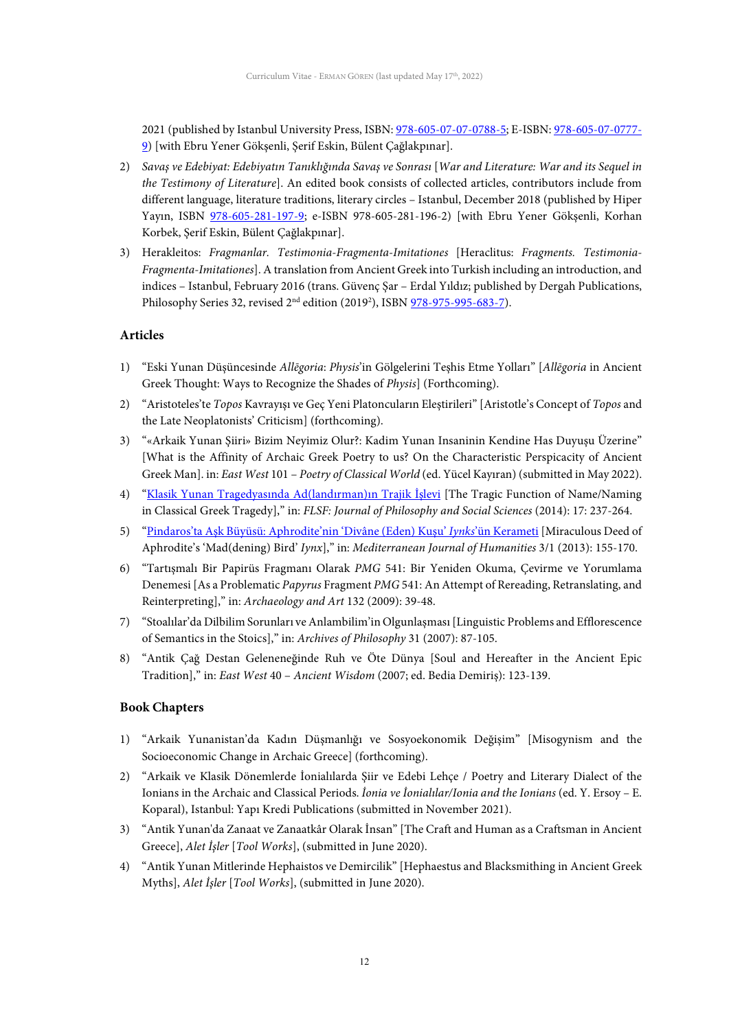2021 (published by Istanbul University Press, ISBN: 978-605-07-07-0788-5; E-ISBN: 978-605-07-0777-9) [with Ebru Yener Gökşenli, Şerif Eskin, Bülent Çağlakpınar].

2) *Savaş ve Edebiyat: Edebiyatın Tanıklığında Savaş ve Sonrası* [*War and Literature: War and its Sequel in the Testimony of Literature*]. An edited book consists of collected articles, contributors include from different language, literature traditions, literary circles – Istanbul, December 2018 (published by Hiper Yayın, ISBN 978-605-281-197-9; e-ISBN 978-605-281-196-2) [with Ebru Yener Gökşenli, Korhan Korbek, Şerif Eskin, Bülent Çağlakpınar].

3) Herakleitos: *Fragmanlar. Testimonia-Fragmenta-Imitationes* [Heraclitus: *Fragments. Testimonia-Fragmenta-Imitationes*]. A translation from Ancient Greek into Turkish including an introduction, and indices – Istanbul, February 2016 (trans. Güvenç Şar – Erdal Yıldız; published by Dergah Publications, Philosophy Series 32, revised 2nd edition (2019²), ISBN 978-975-995-683-7).

### Articles

1) "Eski Yunan Düşüncesinde *Allēgoria*: *Physis*'in Gölgelerini Teşhis Etme Yolları" [*Allēgoria* in Ancient Greek Thought: Ways to Recognize the Shades of *Physis*] (Forthcoming).

2) "Aristoteles'te *Topos* Kavrayışı ve Geç Yeni Platoncuların Eleştirileri" [Aristotle's Concept of *Topos* and the Late Neoplatonists' Criticism] (forthcoming).

3) "«Arkaik Yunan Şiiri» Bizim Neyimiz Olur?: Kadim Yunan Insaninin Kendine Has Duyuşu Üzerine" [What is the Affinity of Archaic Greek Poetry to us? On the Characteristic Perspicacity of Ancient Greek Man]. in: *East West* 101 – *Poetry of Classical World* (ed. Yücel Kayıran) (submitted in May 2022).

4) "Klasik Yunan Tragedyasında Ad(landırman)ın Trajik İşlevi [The Tragic Function of Name/Naming in Classical Greek Tragedy]," in: *FLSF: Journal of Philosophy and Social Sciences* (2014): 17: 237-264.

5) "Pindaros'ta Aşk Büyüsü: Aphrodite'nin 'Divâne (Eden) Kuşu' *Iynks*'ün Kerameti [Miraculous Deed of Aphrodite's 'Mad(dening) Bird' *Iynx*]," in: *Mediterranean Journal of Humanities* 3/1 (2013): 155-170.

6) "Tartışmalı Bir Papirüs Fragmanı Olarak *PMG* 541: Bir Yeniden Okuma, Çevirme ve Yorumlama Denemesi [As a Problematic *Papyrus* Fragment *PMG* 541: An Attempt of Rereading, Retranslating, and Reinterpreting]," in: *Archaeology and Art* 132 (2009): 39-48.

7) "Stoalılar'da Dilbilim Sorunları ve Anlambilim'in Olgunlaşması [Linguistic Problems and Efflorescence of Semantics in the Stoics]," in: *Archives of Philosophy* 31 (2007): 87-105.

8) "Antik Çağ Destan Geleneğinde Ruh ve Öte Dünya [Soul and Hereafter in the Ancient Epic Tradition]," in: *East West* 40 – *Ancient Wisdom* (2007; ed. Bedia Demiriş): 123-139.

### Book Chapters

1) "Arkaik Yunanistan'da Kadın Düşmanlığı ve Sosyoekonomik Değişim" [Misogynism and the Socioeconomic Change in Archaic Greece] (forthcoming).

2) "Arkaik ve Klasik Dönemlerde İonialılarda Şiir ve Edebi Lehçe / Poetry and Literary Dialect of the Ionians in the Archaic and Classical Periods. *İonia ve İonialılar/Ionia and the Ionians* (ed. Y. Ersoy – E. Koparal), Istanbul: Yapı Kredi Publications (submitted in November 2021).

3) "Antik Yunan'da Zanaat ve Zanaatkâr Olarak İnsan" [The Craft and Human as a Craftsman in Ancient Greece], *Alet İşler* [*Tool Works*], (submitted in June 2020).

4) "Antik Yunan Mitlerinde Hephaistos ve Demircilik" [Hephaestus and Blacksmithing in Ancient Greek Myths], *Alet İşler* [*Tool Works*], (submitted in June 2020).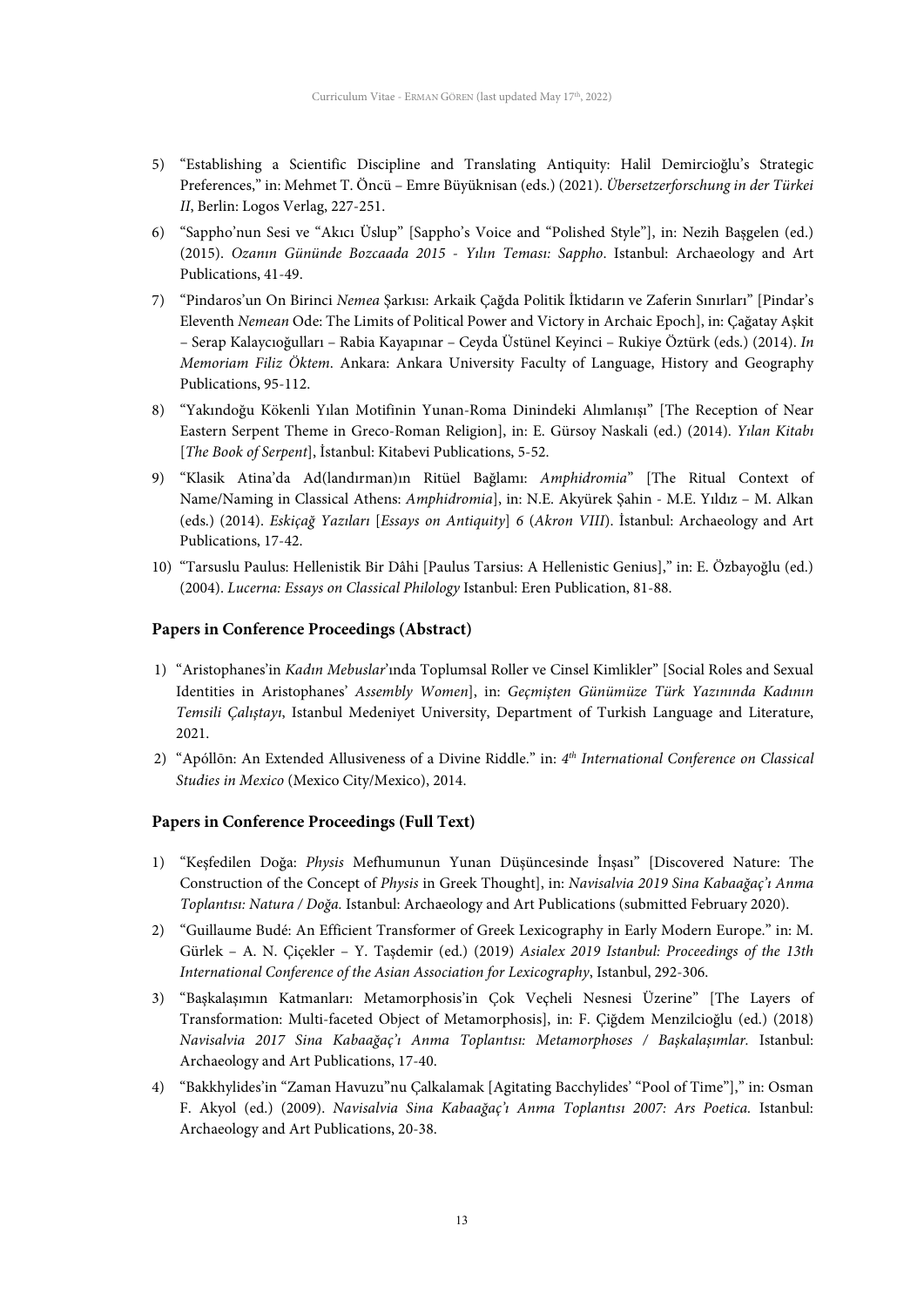5) "Establishing a Scientific Discipline and Translating Antiquity: Halil Demircioğlu's Strategic Preferences," in: Mehmet T. Öncü – Emre Büyüknisan (eds.) (2021). *Übersetzerforschung in der Türkei II*, Berlin: Logos Verlag, 227-251.
6) "Sappho'nun Sesi ve "Akıcı Üslup" [Sappho's Voice and "Polished Style"], in: Nezih Başgelen (ed.) (2015). *Ozanın Gününde Bozcaada 2015 - Yılın Teması: Sappho*. Istanbul: Archaeology and Art Publications, 41-49.
7) "Pindaros'un On Birinci *Nemea* Şarkısı: Arkaik Çağda Politik İktidarın ve Zaferin Sınırları" [Pindar's Eleventh *Nemean* Ode: The Limits of Political Power and Victory in Archaic Epoch], in: Çağatay Aşkit – Serap Kalaycıoğulları – Rabia Kayapınar – Ceyda Üstünel Keyinci – Rukiye Öztürk (eds.) (2014). *In Memoriam Filiz Öktem*. Ankara: Ankara University Faculty of Language, History and Geography Publications, 95-112.
8) "Yakındoğu Kökenli Yılan Motifinin Yunan-Roma Dinindeki Alımlanışı" [The Reception of Near Eastern Serpent Theme in Greco-Roman Religion], in: E. Gürsoy Naskali (ed.) (2014). *Yılan Kitabı* [*The Book of Serpent*], İstanbul: Kitabevi Publications, 5-52.
9) "Klasik Atina'da Ad(landırman)ın Ritüel Bağlamı: *Amphidromia*" [The Ritual Context of Name/Naming in Classical Athens: *Amphidromia*], in: N.E. Akyürek Şahin - M.E. Yıldız – M. Alkan (eds.) (2014). *Eskiçağ Yazıları* [*Essays on Antiquity*] *6* (*Akron VIII*). İstanbul: Archaeology and Art Publications, 17-42.
10) "Tarsuslu Paulus: Hellenistik Bir Dâhi [Paulus Tarsius: A Hellenistic Genius]," in: E. Özbayoğlu (ed.) (2004). *Lucerna: Essays on Classical Philology* Istanbul: Eren Publication, 81-88.

### Papers in Conference Proceedings (Abstract)

1) "Aristophanes'in *Kadın Mebuslar*'ında Toplumsal Roller ve Cinsel Kimlikler" [Social Roles and Sexual Identities in Aristophanes' *Assembly Women*], in: *Geçmişten Günümüze Türk Yazınında Kadının Temsili Çalıştayı*, Istanbul Medeniyet University, Department of Turkish Language and Literature, 2021.
2) "Apóllōn: An Extended Allusiveness of a Divine Riddle." in: *4th International Conference on Classical Studies in Mexico* (Mexico City/Mexico), 2014.

### Papers in Conference Proceedings (Full Text)

1) "Keşfedilen Doğa: *Physis* Mefhumunun Yunan Düşüncesinde İnşası" [Discovered Nature: The Construction of the Concept of *Physis* in Greek Thought], in: *Navisalvia 2019 Sina Kabaağaç'ı Anma Toplantısı: Natura / Doğa.* Istanbul: Archaeology and Art Publications (submitted February 2020).
2) "Guillaume Budé: An Efficient Transformer of Greek Lexicography in Early Modern Europe." in: M. Gürlek – A. N. Çiçekler – Y. Taşdemir (ed.) (2019) *Asialex 2019 Istanbul: Proceedings of the 13th International Conference of the Asian Association for Lexicography*, Istanbul, 292-306.
3) "Başkalaşımın Katmanları: Metamorphosis'in Çok Veçheli Nesnesi Üzerine" [The Layers of Transformation: Multi-faceted Object of Metamorphosis], in: F. Çiğdem Menzilcioğlu (ed.) (2018) *Navisalvia 2017 Sina Kabaağaç'ı Anma Toplantısı: Metamorphoses / Başkalaşımlar*. Istanbul: Archaeology and Art Publications, 17-40.
4) "Bakkhylides'in "Zaman Havuzu"nu Çalkalamak [Agitating Bacchylides' "Pool of Time"]," in: Osman F. Akyol (ed.) (2009). *Navisalvia Sina Kabaağaç'ı Anma Toplantısı 2007: Ars Poetica.* Istanbul: Archaeology and Art Publications, 20-38.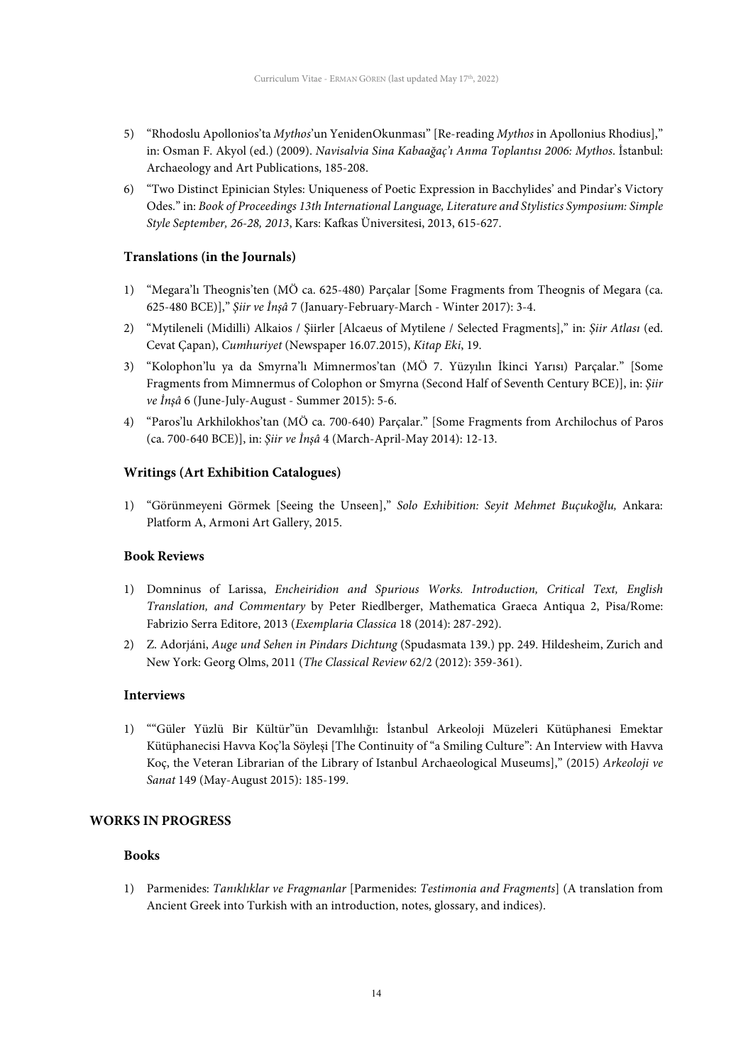5) "Rhodoslu Apollonios'ta *Mythos*'un YenidenOkunması" [Re-reading *Mythos* in Apollonius Rhodius]," in: Osman F. Akyol (ed.) (2009). *Navisalvia Sina Kabaağaç'ı Anma Toplantısı 2006: Mythos*. İstanbul: Archaeology and Art Publications, 185-208.

6) "Two Distinct Epinician Styles: Uniqueness of Poetic Expression in Bacchylides' and Pindar's Victory Odes." in: *Book of Proceedings 13th International Language, Literature and Stylistics Symposium: Simple Style September, 26-28, 2013*, Kars: Kafkas Üniversitesi, 2013, 615-627.

### Translations (in the Journals)

1) "Megara'lı Theognis'ten (MÖ ca. 625-480) Parçalar [Some Fragments from Theognis of Megara (ca. 625-480 BCE)]," *Şiir ve İnşâ* 7 (January-February-March - Winter 2017): 3-4.

2) "Mytileneli (Midilli) Alkaios / Şiirler [Alcaeus of Mytilene / Selected Fragments]," in: *Şiir Atlası* (ed. Cevat Çapan), *Cumhuriyet* (Newspaper 16.07.2015), *Kitap Eki*, 19.

3) "Kolophon'lu ya da Smyrna'lı Mimnermos'tan (MÖ 7. Yüzyılın İkinci Yarısı) Parçalar." [Some Fragments from Mimnermus of Colophon or Smyrna (Second Half of Seventh Century BCE)], in: *Şiir ve İnşâ* 6 (June-July-August - Summer 2015): 5-6.

4) "Paros'lu Arkhilokhos'tan (MÖ ca. 700-640) Parçalar." [Some Fragments from Archilochus of Paros (ca. 700-640 BCE)], in: *Şiir ve İnşâ* 4 (March-April-May 2014): 12-13.

### Writings (Art Exhibition Catalogues)

1) "Görünmeyeni Görmek [Seeing the Unseen]," *Solo Exhibition: Seyit Mehmet Buçukoğlu,* Ankara: Platform A, Armoni Art Gallery, 2015.

### Book Reviews

1) Domninus of Larissa, *Encheiridion and Spurious Works. Introduction, Critical Text, English Translation, and Commentary* by Peter Riedlberger, Mathematica Graeca Antiqua 2, Pisa/Rome: Fabrizio Serra Editore, 2013 (*Exemplaria Classica* 18 (2014): 287-292).

2) Z. Adorjáni, *Auge und Sehen in Pindars Dichtung* (Spudasmata 139.) pp. 249. Hildesheim, Zurich and New York: Georg Olms, 2011 (*The Classical Review* 62/2 (2012): 359-361).

### Interviews

1) ""Güler Yüzlü Bir Kültür"ün Devamlılığı: İstanbul Arkeoloji Müzeleri Kütüphanesi Emektar Kütüphanecisi Havva Koç'la Söyleşi [The Continuity of "a Smiling Culture": An Interview with Havva Koç, the Veteran Librarian of the Library of Istanbul Archaeological Museums]," (2015) *Arkeoloji ve Sanat* 149 (May-August 2015): 185-199.

## WORKS IN PROGRESS

### Books

1) Parmenides: *Tanıklıklar ve Fragmanlar* [Parmenides: *Testimonia and Fragments*] (A translation from Ancient Greek into Turkish with an introduction, notes, glossary, and indices).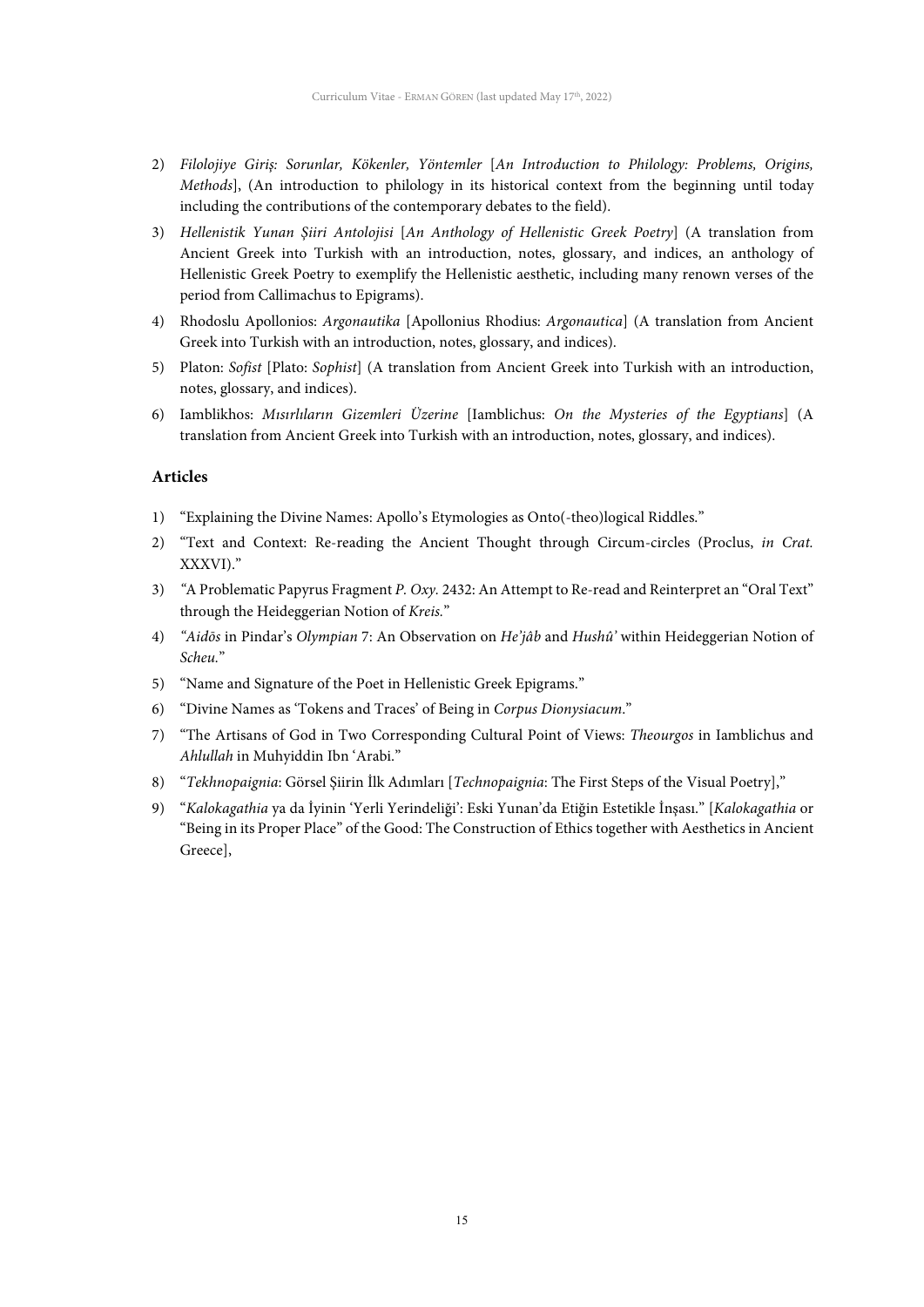2) *Filolojiye Giriş: Sorunlar, Kökenler, Yöntemler* [*An Introduction to Philology: Problems, Origins, Methods*], (An introduction to philology in its historical context from the beginning until today including the contributions of the contemporary debates to the field).
3) *Hellenistik Yunan Şiiri Antolojisi* [*An Anthology of Hellenistic Greek Poetry*] (A translation from Ancient Greek into Turkish with an introduction, notes, glossary, and indices, an anthology of Hellenistic Greek Poetry to exemplify the Hellenistic aesthetic, including many renown verses of the period from Callimachus to Epigrams).
4) Rhodoslu Apollonios: *Argonautika* [Apollonius Rhodius: *Argonautica*] (A translation from Ancient Greek into Turkish with an introduction, notes, glossary, and indices).
5) Platon: *Sofist* [Plato: *Sophist*] (A translation from Ancient Greek into Turkish with an introduction, notes, glossary, and indices).
6) Iamblikhos: *Mısırlıların Gizemleri Üzerine* [Iamblichus: *On the Mysteries of the Egyptians*] (A translation from Ancient Greek into Turkish with an introduction, notes, glossary, and indices).

### Articles

1) "Explaining the Divine Names: Apollo's Etymologies as Onto(-theo)logical Riddles."
2) "Text and Context: Re-reading the Ancient Thought through Circum-circles (Proclus, *in Crat.* XXXVI)."
3) "A Problematic Papyrus Fragment *P. Oxy.* 2432: An Attempt to Re-read and Reinterpret an "Oral Text" through the Heideggerian Notion of *Kreis.*"
4) "*Aidōs* in Pindar's *Olympian* 7: An Observation on *He'jâb* and *Hushû'* within Heideggerian Notion of *Scheu.*"
5) "Name and Signature of the Poet in Hellenistic Greek Epigrams."
6) "Divine Names as 'Tokens and Traces' of Being in *Corpus Dionysiacum*."
7) "The Artisans of God in Two Corresponding Cultural Point of Views: *Theourgos* in Iamblichus and *Ahlullah* in Muhyiddin Ibn 'Arabi."
8) "*Tekhnopaignia*: Görsel Şiirin İlk Adımları [*Technopaignia*: The First Steps of the Visual Poetry],"
9) "*Kalokagathia* ya da İyinin 'Yerli Yerindeliği': Eski Yunan'da Etiğin Estetikle İnşası." [*Kalokagathia* or "Being in its Proper Place" of the Good: The Construction of Ethics together with Aesthetics in Ancient Greece],